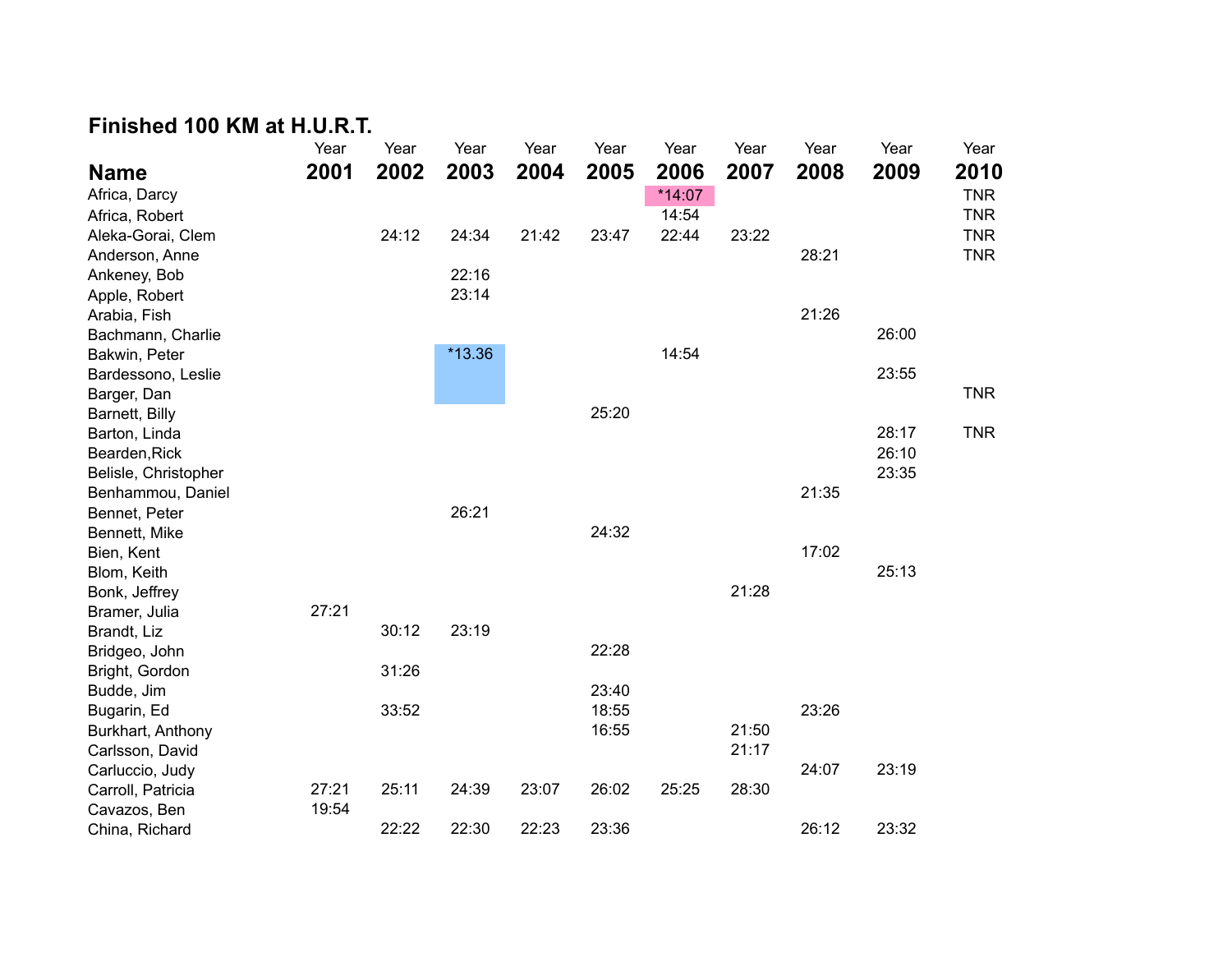## Finished 100 KM at H.U.R.T.

| Name | Year 2001 | Year 2002 | Year 2003 | Year 2004 | Year 2005 | Year 2006 | Year 2007 | Year 2008 | Year 2009 | Year 2010 |
|---|---|---|---|---|---|---|---|---|---|---|
| Africa, Darcy | | | | | | *14:07 | | | | TNR |
| Africa, Robert | | | | | | 14:54 | | | | TNR |
| Aleka-Gorai, Clem | | 24:12 | 24:34 | 21:42 | 23:47 | 22:44 | 23:22 | | | TNR |
| Anderson, Anne | | | | | | | | 28:21 | | TNR |
| Ankeney, Bob | | | 22:16 | | | | | | | |
| Apple, Robert | | | 23:14 | | | | | | | |
| Arabia, Fish | | | | | | | | 21:26 | | |
| Bachmann, Charlie | | | | | | | | | 26:00 | |
| Bakwin, Peter | | | *13.36 | | | 14:54 | | | | |
| Bardessono, Leslie | | | | | | | | | 23:55 | |
| Barger, Dan | | | | | | | | | | TNR |
| Barnett, Billy | | | | | 25:20 | | | | | |
| Barton, Linda | | | | | | | | | 28:17 | TNR |
| Bearden,Rick | | | | | | | | | 26:10 | |
| Belisle, Christopher | | | | | | | | | 23:35 | |
| Benhammou, Daniel | | | | | | | | 21:35 | | |
| Bennet, Peter | | | 26:21 | | | | | | | |
| Bennett, Mike | | | | | 24:32 | | | | | |
| Bien, Kent | | | | | | | | 17:02 | | |
| Blom, Keith | | | | | | | | | 25:13 | |
| Bonk, Jeffrey | | | | | | | 21:28 | | | |
| Bramer, Julia | 27:21 | | | | | | | | | |
| Brandt, Liz | | 30:12 | 23:19 | | | | | | | |
| Bridgeo, John | | | | | 22:28 | | | | | |
| Bright, Gordon | | 31:26 | | | | | | | | |
| Budde, Jim | | | | | 23:40 | | | | | |
| Bugarin, Ed | | 33:52 | | | 18:55 | | | 23:26 | | |
| Burkhart, Anthony | | | | | 16:55 | | 21:50 | | | |
| Carlsson, David | | | | | | | 21:17 | | | |
| Carluccio, Judy | | | | | | | | 24:07 | 23:19 | |
| Carroll, Patricia | 27:21 | 25:11 | 24:39 | 23:07 | 26:02 | 25:25 | 28:30 | | | |
| Cavazos, Ben | 19:54 | | | | | | | | | |
| China, Richard | | 22:22 | 22:30 | 22:23 | 23:36 | | | 26:12 | 23:32 | |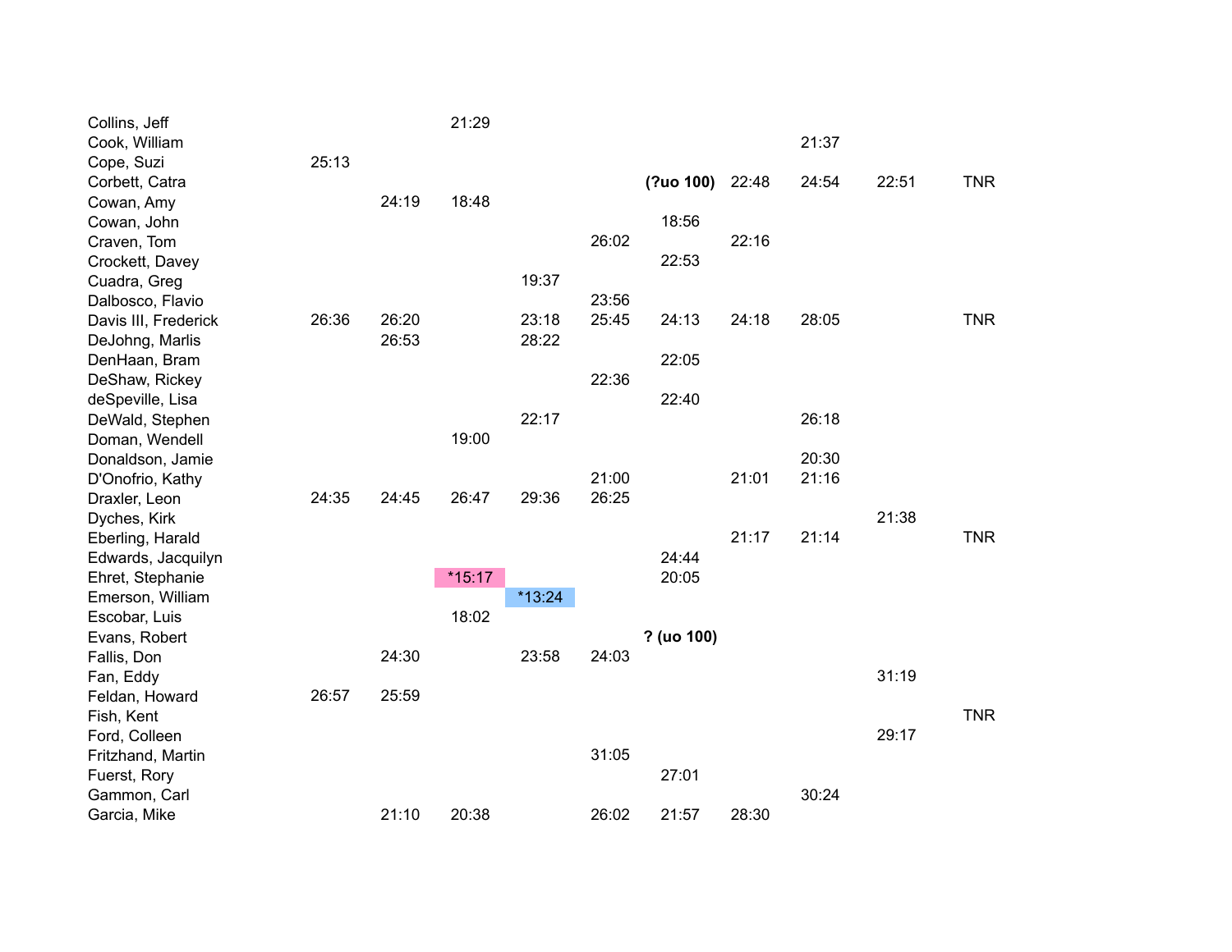| | | | | | | | | | | |
|---|---|---|---|---|---|---|---|---|---|---|
| Collins, Jeff | | | 21:29 | | | | | | | |
| Cook, William | | | | | | | | 21:37 | | |
| Cope, Suzi | 25:13 | | | | | | | | | |
| Corbett, Catra | | | | | | **(?uo 100)** | 22:48 | 24:54 | 22:51 | TNR |
| Cowan, Amy | | 24:19 | 18:48 | | | | | | | |
| Cowan, John | | | | | | 18:56 | | | | |
| Craven, Tom | | | | | 26:02 | | 22:16 | | | |
| Crockett, Davey | | | | | | 22:53 | | | | |
| Cuadra, Greg | | | | 19:37 | | | | | | |
| Dalbosco, Flavio | | | | | 23:56 | | | | | |
| Davis III, Frederick | 26:36 | 26:20 | | 23:18 | 25:45 | 24:13 | 24:18 | 28:05 | | TNR |
| DeJohng, Marlis | | 26:53 | | 28:22 | | | | | | |
| DenHaan, Bram | | | | | | 22:05 | | | | |
| DeShaw, Rickey | | | | | 22:36 | | | | | |
| deSpeville, Lisa | | | | | | 22:40 | | | | |
| DeWald, Stephen | | | | 22:17 | | | | 26:18 | | |
| Doman, Wendell | | | 19:00 | | | | | | | |
| Donaldson, Jamie | | | | | | | | 20:30 | | |
| D'Onofrio, Kathy | | | | | 21:00 | | 21:01 | 21:16 | | |
| Draxler, Leon | 24:35 | 24:45 | 26:47 | 29:36 | 26:25 | | | | | |
| Dyches, Kirk | | | | | | | | | 21:38 | |
| Eberling, Harald | | | | | | | 21:17 | 21:14 | | TNR |
| Edwards, Jacquilyn | | | | | | 24:44 | | | | |
| Ehret, Stephanie | | | *15:17 | | | 20:05 | | | | |
| Emerson, William | | | | *13:24 | | | | | | |
| Escobar, Luis | | | 18:02 | | | | | | | |
| Evans, Robert | | | | | | **? (uo 100)** | | | | |
| Fallis, Don | | 24:30 | | 23:58 | 24:03 | | | | | |
| Fan, Eddy | | | | | | | | | 31:19 | |
| Feldan, Howard | 26:57 | 25:59 | | | | | | | | |
| Fish, Kent | | | | | | | | | | TNR |
| Ford, Colleen | | | | | | | | | 29:17 | |
| Fritzhand, Martin | | | | | 31:05 | | | | | |
| Fuerst, Rory | | | | | | 27:01 | | | | |
| Gammon, Carl | | | | | | | | 30:24 | | |
| Garcia, Mike | | 21:10 | 20:38 | | 26:02 | 21:57 | 28:30 | | | |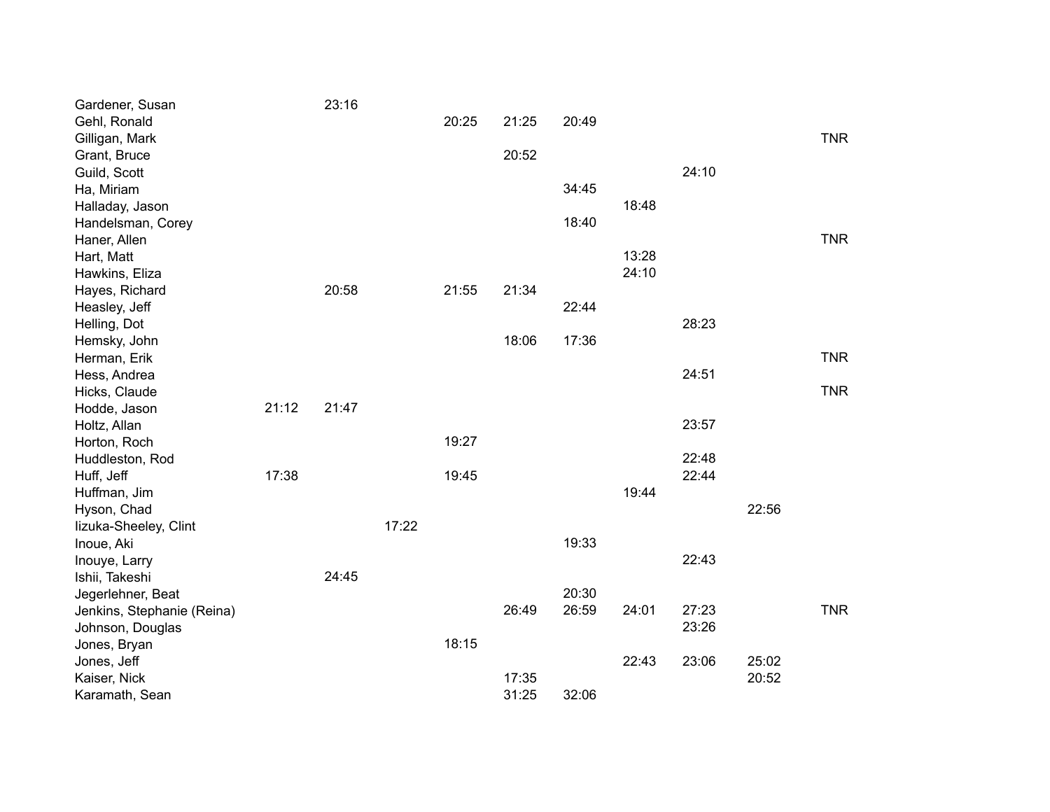| | | | | | | | | | | |
|---|---|---|---|---|---|---|---|---|---|---|
| Gardener, Susan | | 23:16 | | | | | | | | |
| Gehl, Ronald | | | | 20:25 | 21:25 | 20:49 | | | | |
| Gilligan, Mark | | | | | | | | | | TNR |
| Grant, Bruce | | | | | 20:52 | | | | | |
| Guild, Scott | | | | | | | | 24:10 | | |
| Ha, Miriam | | | | | | 34:45 | | | | |
| Halladay, Jason | | | | | | | 18:48 | | | |
| Handelsman, Corey | | | | | | 18:40 | | | | |
| Haner, Allen | | | | | | | | | | TNR |
| Hart, Matt | | | | | | | 13:28 | | | |
| Hawkins, Eliza | | | | | | | 24:10 | | | |
| Hayes, Richard | | 20:58 | | 21:55 | 21:34 | | | | | |
| Heasley, Jeff | | | | | | 22:44 | | | | |
| Helling, Dot | | | | | | | | 28:23 | | |
| Hemsky, John | | | | | 18:06 | 17:36 | | | | |
| Herman, Erik | | | | | | | | | | TNR |
| Hess, Andrea | | | | | | | | 24:51 | | |
| Hicks, Claude | | | | | | | | | | TNR |
| Hodde, Jason | 21:12 | 21:47 | | | | | | | | |
| Holtz, Allan | | | | | | | | 23:57 | | |
| Horton, Roch | | | | 19:27 | | | | | | |
| Huddleston, Rod | | | | | | | | 22:48 | | |
| Huff, Jeff | 17:38 | | | 19:45 | | | | 22:44 | | |
| Huffman, Jim | | | | | | | 19:44 | | | |
| Hyson, Chad | | | | | | | | | 22:56 | |
| Iizuka-Sheeley, Clint | | | 17:22 | | | | | | | |
| Inoue, Aki | | | | | | 19:33 | | | | |
| Inouye, Larry | | | | | | | | 22:43 | | |
| Ishii, Takeshi | | 24:45 | | | | | | | | |
| Jegerlehner, Beat | | | | | | 20:30 | | | | |
| Jenkins, Stephanie (Reina) | | | | | 26:49 | 26:59 | 24:01 | 27:23 | | TNR |
| Johnson, Douglas | | | | | | | | 23:26 | | |
| Jones, Bryan | | | | 18:15 | | | | | | |
| Jones, Jeff | | | | | | | 22:43 | 23:06 | 25:02 | |
| Kaiser, Nick | | | | | 17:35 | | | | 20:52 | |
| Karamath, Sean | | | | | 31:25 | 32:06 | | | | |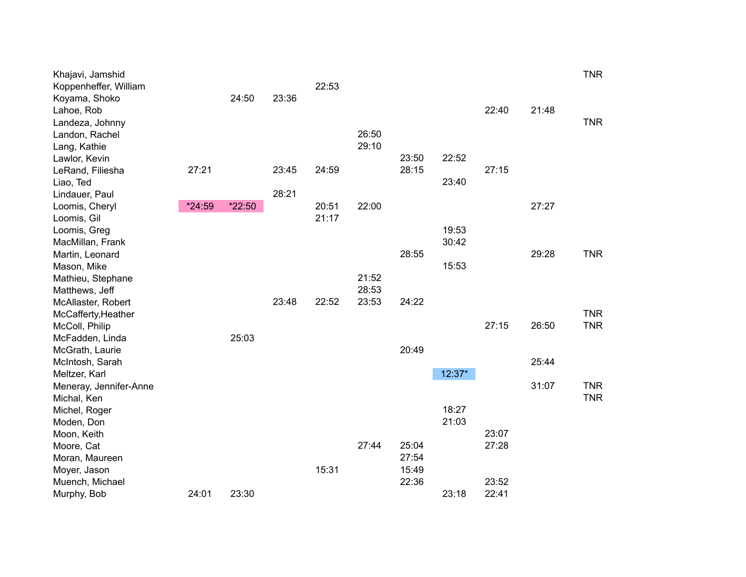| | | | | | | | | | | |
|---|---|---|---|---|---|---|---|---|---|---|
| Khajavi, Jamshid | | | | | | | | | | TNR |
| Koppenheffer, William | | | | 22:53 | | | | | | |
| Koyama, Shoko | | 24:50 | 23:36 | | | | | | | |
| Lahoe, Rob | | | | | | | | 22:40 | 21:48 | |
| Landeza, Johnny | | | | | | | | | | TNR |
| Landon, Rachel | | | | | 26:50 | | | | | |
| Lang, Kathie | | | | | 29:10 | | | | | |
| Lawlor, Kevin | | | | | | 23:50 | 22:52 | | | |
| LeRand, Filiesha | 27:21 | | 23:45 | 24:59 | | 28:15 | | 27:15 | | |
| Liao, Ted | | | | | | | 23:40 | | | |
| Lindauer, Paul | | | 28:21 | | | | | | | |
| Loomis, Cheryl | *24:59 | *22:50 | | 20:51 | 22:00 | | | | 27:27 | |
| Loomis, Gil | | | | 21:17 | | | | | | |
| Loomis, Greg | | | | | | | 19:53 | | | |
| MacMillan, Frank | | | | | | | 30:42 | | | |
| Martin, Leonard | | | | | | 28:55 | | | 29:28 | TNR |
| Mason, Mike | | | | | | | 15:53 | | | |
| Mathieu, Stephane | | | | | 21:52 | | | | | |
| Matthews, Jeff | | | | | 28:53 | | | | | |
| McAllaster, Robert | | | 23:48 | 22:52 | 23:53 | 24:22 | | | | |
| McCafferty,Heather | | | | | | | | | | TNR |
| McColl, Philip | | | | | | | | 27:15 | 26:50 | TNR |
| McFadden, Linda | | 25:03 | | | | | | | | |
| McGrath, Laurie | | | | | | 20:49 | | | | |
| McIntosh, Sarah | | | | | | | | | 25:44 | |
| Meltzer, Karl | | | | | | | 12:37* | | | |
| Meneray, Jennifer-Anne | | | | | | | | | 31:07 | TNR |
| Michal, Ken | | | | | | | | | | TNR |
| Michel, Roger | | | | | | | 18:27 | | | |
| Moden, Don | | | | | | | 21:03 | | | |
| Moon, Keith | | | | | | | | 23:07 | | |
| Moore, Cat | | | | | 27:44 | 25:04 | | 27:28 | | |
| Moran, Maureen | | | | | | 27:54 | | | | |
| Moyer, Jason | | | | 15:31 | | 15:49 | | | | |
| Muench, Michael | | | | | | 22:36 | | 23:52 | | |
| Murphy, Bob | 24:01 | 23:30 | | | | | 23:18 | 22:41 | | |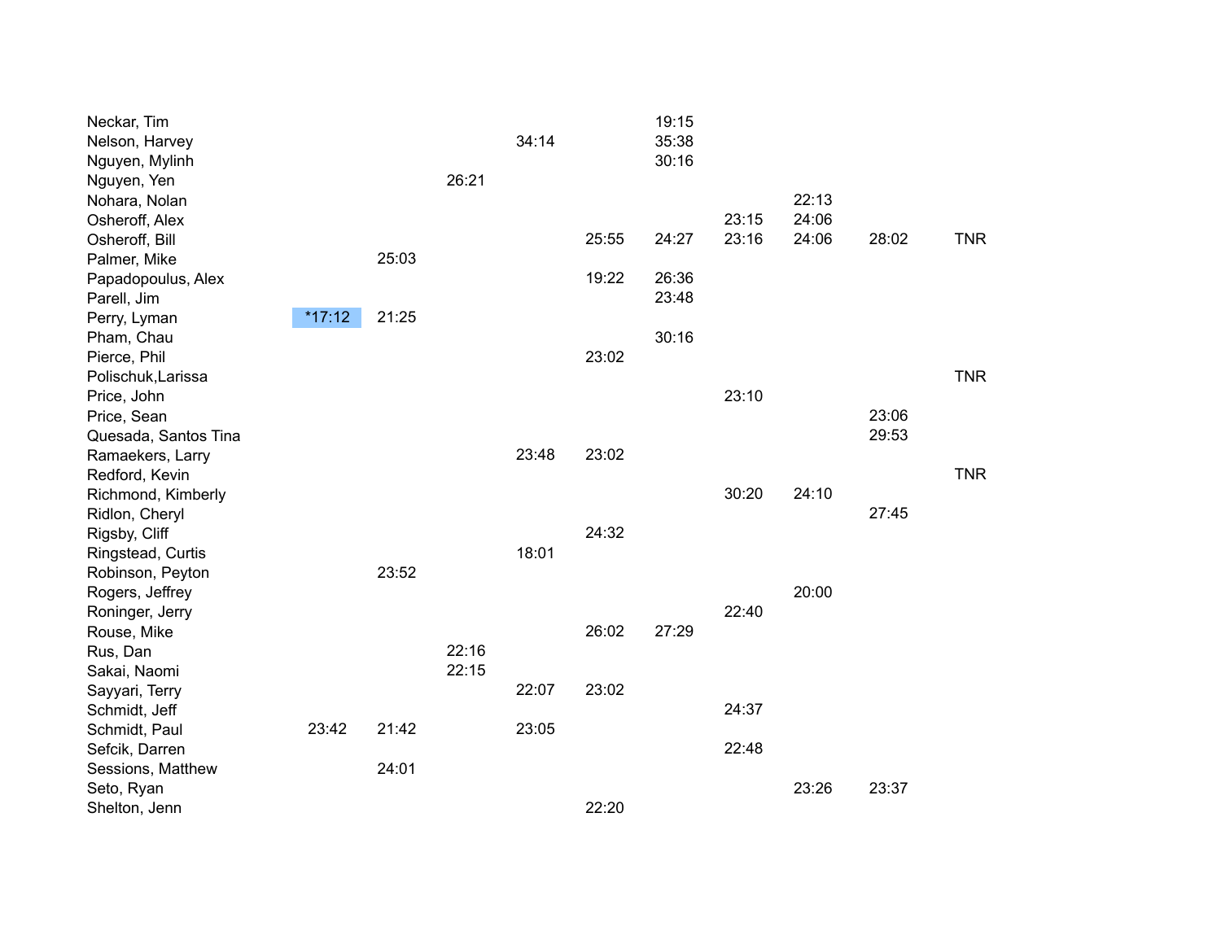| | | | | | | | | | | |
|---|---|---|---|---|---|---|---|---|---|---|
| Neckar, Tim | | | | | | 19:15 | | | | |
| Nelson, Harvey | | | | 34:14 | | 35:38 | | | | |
| Nguyen, Mylinh | | | | | | 30:16 | | | | |
| Nguyen, Yen | | | 26:21 | | | | | | | |
| Nohara, Nolan | | | | | | | | 22:13 | | |
| Osheroff, Alex | | | | | | | 23:15 | 24:06 | | |
| Osheroff, Bill | | | | | 25:55 | 24:27 | 23:16 | 24:06 | 28:02 | TNR |
| Palmer, Mike | | 25:03 | | | | | | | | |
| Papadopoulus, Alex | | | | | 19:22 | 26:36 | | | | |
| Parell, Jim | | | | | | 23:48 | | | | |
| Perry, Lyman | *17:12 | 21:25 | | | | | | | | |
| Pham, Chau | | | | | | 30:16 | | | | |
| Pierce, Phil | | | | | 23:02 | | | | | |
| Polischuk,Larissa | | | | | | | | | | TNR |
| Price, John | | | | | | | 23:10 | | | |
| Price, Sean | | | | | | | | | 23:06 | |
| Quesada, Santos Tina | | | | | | | | | 29:53 | |
| Ramaekers, Larry | | | | 23:48 | 23:02 | | | | | |
| Redford, Kevin | | | | | | | | | | TNR |
| Richmond, Kimberly | | | | | | | 30:20 | 24:10 | | |
| Ridlon, Cheryl | | | | | | | | | 27:45 | |
| Rigsby, Cliff | | | | | 24:32 | | | | | |
| Ringstead, Curtis | | | | 18:01 | | | | | | |
| Robinson, Peyton | | 23:52 | | | | | | | | |
| Rogers, Jeffrey | | | | | | | | 20:00 | | |
| Roninger, Jerry | | | | | | | 22:40 | | | |
| Rouse, Mike | | | | | 26:02 | 27:29 | | | | |
| Rus, Dan | | | 22:16 | | | | | | | |
| Sakai, Naomi | | | 22:15 | | | | | | | |
| Sayyari, Terry | | | | 22:07 | 23:02 | | | | | |
| Schmidt, Jeff | | | | | | | 24:37 | | | |
| Schmidt, Paul | 23:42 | 21:42 | | 23:05 | | | | | | |
| Sefcik, Darren | | | | | | | 22:48 | | | |
| Sessions, Matthew | | 24:01 | | | | | | | | |
| Seto, Ryan | | | | | | | | 23:26 | 23:37 | |
| Shelton, Jenn | | | | | 22:20 | | | | | |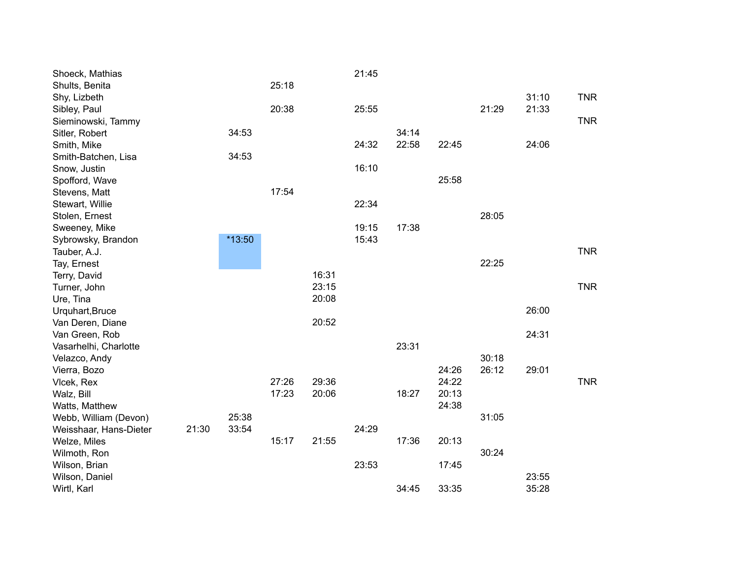| | | | | | | | | | | |
|---|---|---|---|---|---|---|---|---|---|---|
| Shoeck, Mathias | | | | | 21:45 | | | | | |
| Shults, Benita | | | 25:18 | | | | | | | |
| Shy, Lizbeth | | | | | | | | | 31:10 | TNR |
| Sibley, Paul | | | 20:38 | | 25:55 | | | 21:29 | 21:33 | |
| Sieminowski, Tammy | | | | | | | | | | TNR |
| Sitler, Robert | | 34:53 | | | | 34:14 | | | | |
| Smith, Mike | | | | | 24:32 | 22:58 | 22:45 | | 24:06 | |
| Smith-Batchen, Lisa | | 34:53 | | | | | | | | |
| Snow, Justin | | | | | 16:10 | | | | | |
| Spofford, Wave | | | | | | | 25:58 | | | |
| Stevens, Matt | | | 17:54 | | | | | | | |
| Stewart, Willie | | | | | 22:34 | | | | | |
| Stolen, Ernest | | | | | | | | 28:05 | | |
| Sweeney, Mike | | | | | 19:15 | 17:38 | | | | |
| Sybrowsky, Brandon | | *13:50 | | | 15:43 | | | | | |
| Tauber, A.J. | | | | | | | | | | TNR |
| Tay, Ernest | | | | | | | | 22:25 | | |
| Terry, David | | | | 16:31 | | | | | | |
| Turner, John | | | | 23:15 | | | | | | TNR |
| Ure, Tina | | | | 20:08 | | | | | | |
| Urquhart,Bruce | | | | | | | | | 26:00 | |
| Van Deren, Diane | | | | 20:52 | | | | | | |
| Van Green, Rob | | | | | | | | | 24:31 | |
| Vasarhelhi, Charlotte | | | | | | 23:31 | | | | |
| Velazco, Andy | | | | | | | | 30:18 | | |
| Vierra, Bozo | | | | | | | 24:26 | 26:12 | 29:01 | |
| Vlcek, Rex | | | 27:26 | 29:36 | | | 24:22 | | | TNR |
| Walz, Bill | | | 17:23 | 20:06 | | 18:27 | 20:13 | | | |
| Watts, Matthew | | | | | | | 24:38 | | | |
| Webb, William (Devon) | | 25:38 | | | | | | 31:05 | | |
| Weisshaar, Hans-Dieter | 21:30 | 33:54 | | | 24:29 | | | | | |
| Welze, Miles | | | 15:17 | 21:55 | | 17:36 | 20:13 | | | |
| Wilmoth, Ron | | | | | | | | 30:24 | | |
| Wilson, Brian | | | | | 23:53 | | 17:45 | | | |
| Wilson, Daniel | | | | | | | | | 23:55 | |
| Wirtl, Karl | | | | | | 34:45 | 33:35 | | 35:28 | |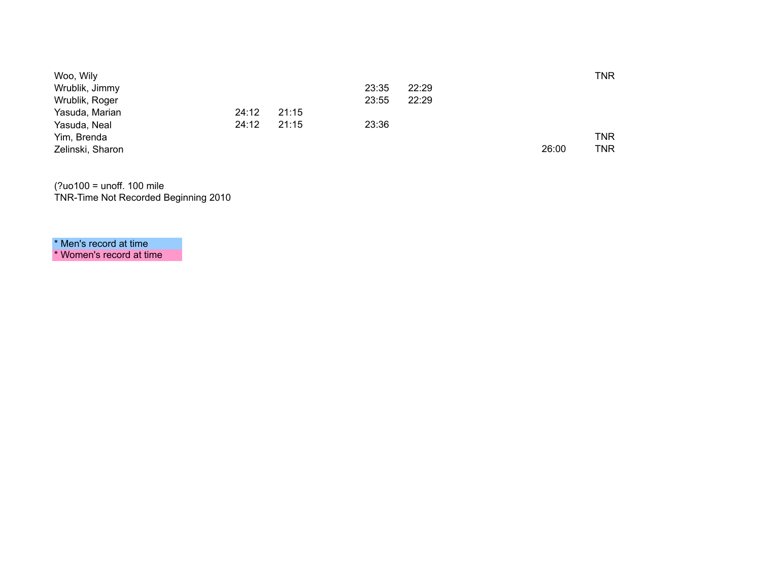| | | | | | | | | | |
|---|---|---|---|---|---|---|---|---|---|
| Woo, Wily | | | | | | | | | TNR |
| Wrublik, Jimmy | | | | 23:35 | 22:29 | | | | |
| Wrublik, Roger | | | | 23:55 | 22:29 | | | | |
| Yasuda, Marian | 24:12 | 21:15 | | | | | | | |
| Yasuda, Neal | 24:12 | 21:15 | | 23:36 | | | | | |
| Yim, Brenda | | | | | | | | | TNR |
| Zelinski, Sharon | | | | | | | | 26:00 | TNR |

(?uo100 = unoff. 100 mile
TNR-Time Not Recorded Beginning 2010

* Men's record at time
* Women's record at time